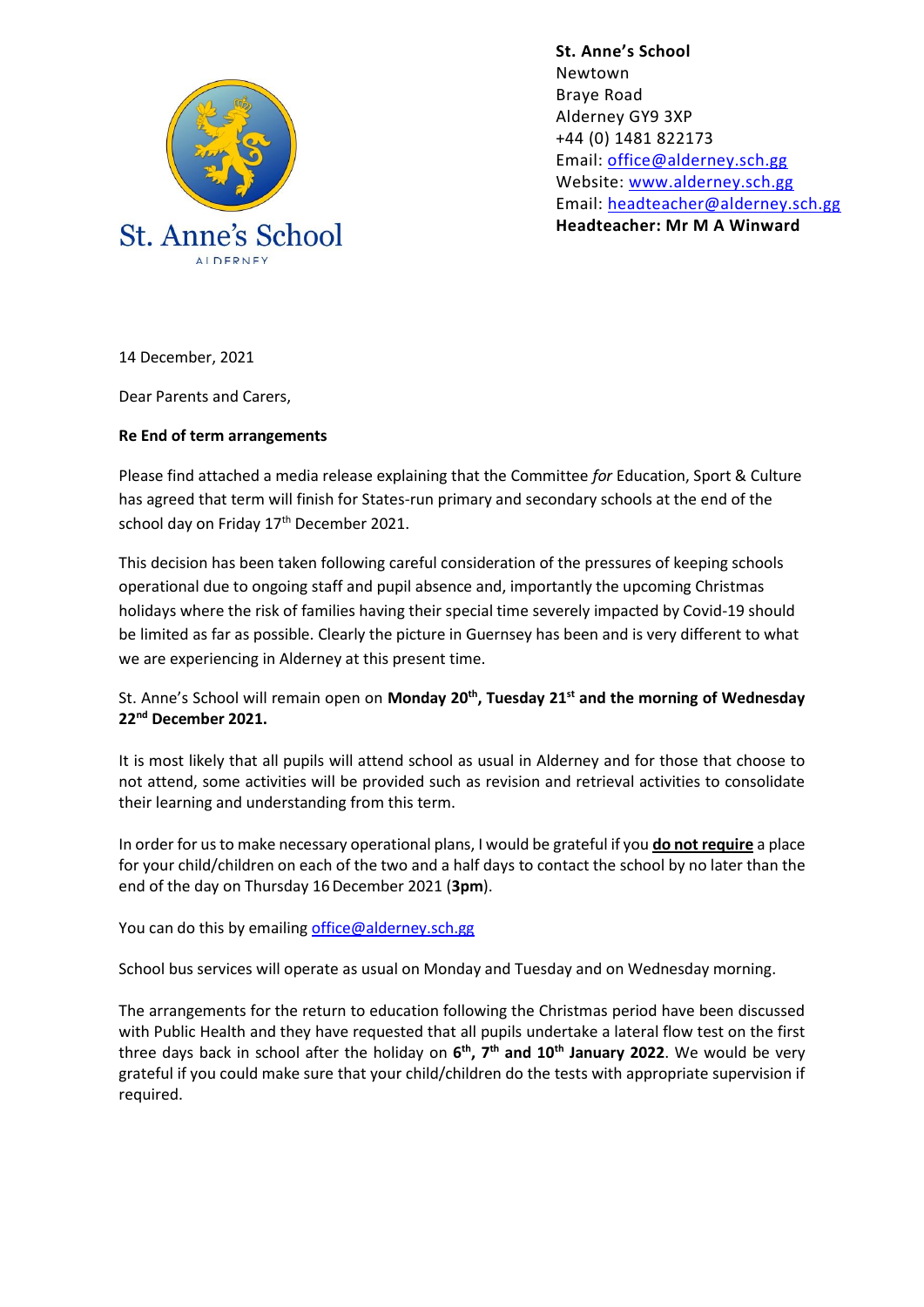St. Anne's School
ALDERNEY

**St. Anne's School**
Newtown
Braye Road
Alderney GY9 3XP
+44 (0) 1481 822173
Email: office@alderney.sch.gg
Website: www.alderney.sch.gg
Email: headteacher@alderney.sch.gg
**Headteacher: Mr M A Winward**

14 December, 2021

Dear Parents and Carers,

**Re End of term arrangements**

Please find attached a media release explaining that the Committee *for* Education, Sport & Culture has agreed that term will finish for States-run primary and secondary schools at the end of the school day on Friday 17th December 2021.

This decision has been taken following careful consideration of the pressures of keeping schools operational due to ongoing staff and pupil absence and, importantly the upcoming Christmas holidays where the risk of families having their special time severely impacted by Covid-19 should be limited as far as possible. Clearly the picture in Guernsey has been and is very different to what we are experiencing in Alderney at this present time.

St. Anne's School will remain open on **Monday 20th, Tuesday 21st and the morning of Wednesday 22nd December 2021.**

It is most likely that all pupils will attend school as usual in Alderney and for those that choose to not attend, some activities will be provided such as revision and retrieval activities to consolidate their learning and understanding from this term.

In order for us to make necessary operational plans, I would be grateful if you **do not require** a place for your child/children on each of the two and a half days to contact the school by no later than the end of the day on Thursday 16 December 2021 (**3pm**).

You can do this by emailing office@alderney.sch.gg

School bus services will operate as usual on Monday and Tuesday and on Wednesday morning.

The arrangements for the return to education following the Christmas period have been discussed with Public Health and they have requested that all pupils undertake a lateral flow test on the first three days back in school after the holiday on **6th, 7th and 10th January 2022**. We would be very grateful if you could make sure that your child/children do the tests with appropriate supervision if required.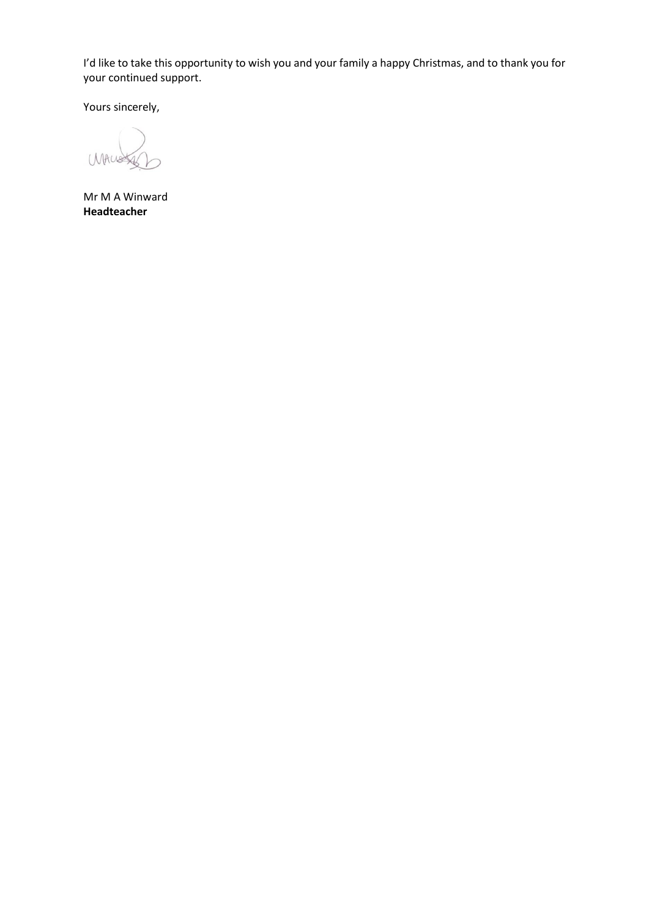I'd like to take this opportunity to wish you and your family a happy Christmas, and to thank you for your continued support.

Yours sincerely,

Mr M A Winward
**Headteacher**